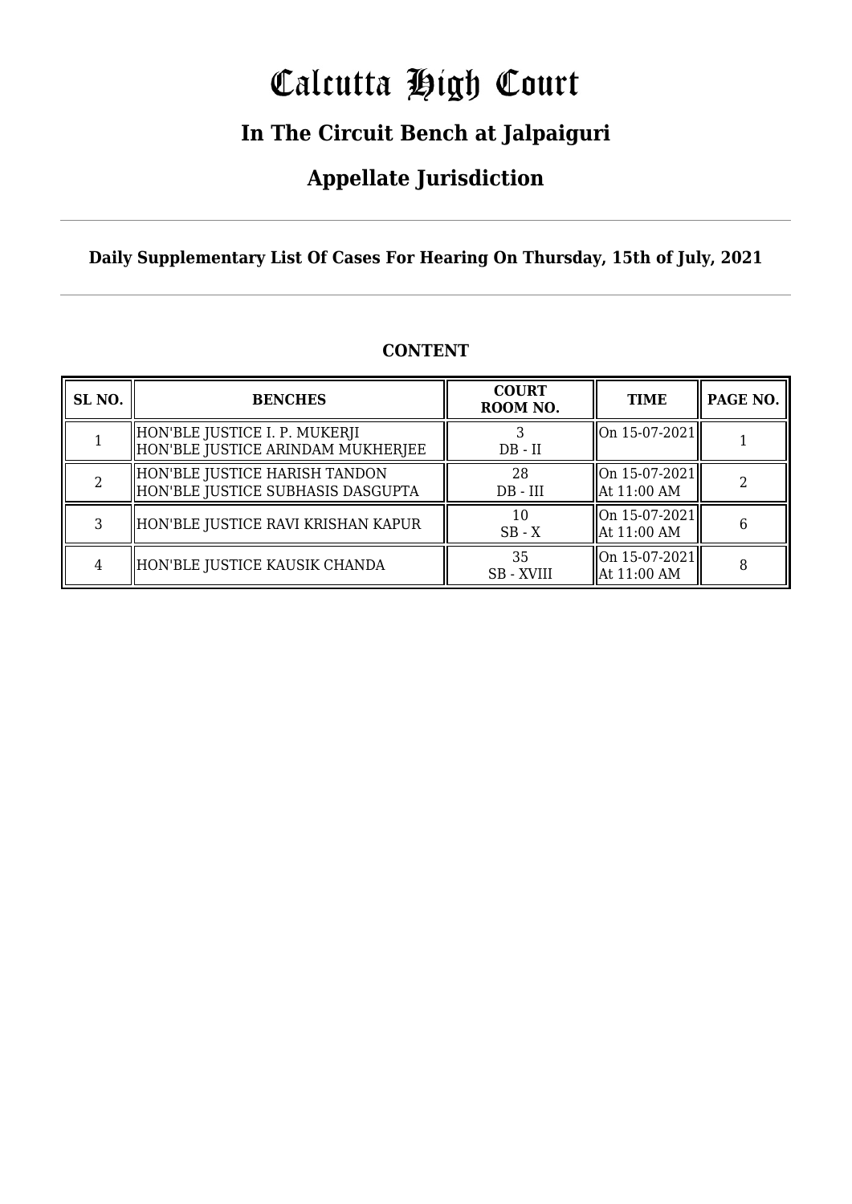# Calcutta High Court

## In The Circuit Bench at Jalpaiguri

## Appellate Jurisdiction

**Daily Supplementary List Of Cases For Hearing On Thursday, 15th of July, 2021**

### CONTENT

| SL NO. | BENCHES | COURT ROOM NO. | TIME | PAGE NO. |
|---|---|---|---|---|
| 1 | HON'BLE JUSTICE I. P. MUKERJI<br>HON'BLE JUSTICE ARINDAM MUKHERJEE | 3<br>DB - II | On 15-07-2021 | 1 |
| 2 | HON'BLE JUSTICE HARISH TANDON<br>HON'BLE JUSTICE SUBHASIS DASGUPTA | 28<br>DB - III | On 15-07-2021<br>At 11:00 AM | 2 |
| 3 | HON'BLE JUSTICE RAVI KRISHAN KAPUR | 10<br>SB - X | On 15-07-2021<br>At 11:00 AM | 6 |
| 4 | HON'BLE JUSTICE KAUSIK CHANDA | 35<br>SB - XVIII | On 15-07-2021<br>At 11:00 AM | 8 |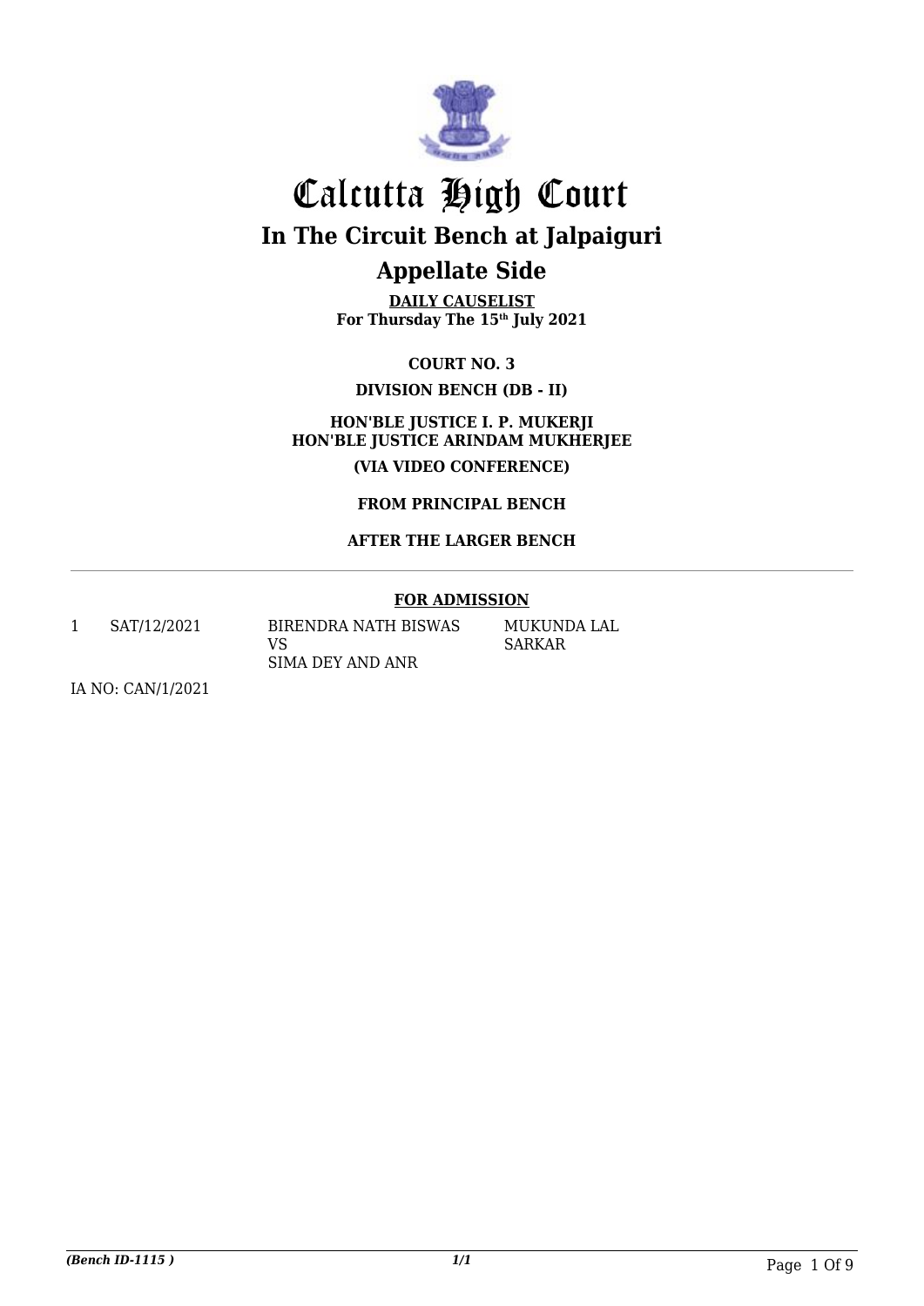# Calcutta High Court

## In The Circuit Bench at Jalpaiguri

## Appellate Side

**DAILY CAUSELIST**
**For Thursday The 15th July 2021**

**COURT NO. 3**

**DIVISION BENCH (DB - II)**

**HON'BLE JUSTICE I. P. MUKERJI**
**HON'BLE JUSTICE ARINDAM MUKHERJEE**

**(VIA VIDEO CONFERENCE)**

**FROM PRINCIPAL BENCH**

**AFTER THE LARGER BENCH**

---

**FOR ADMISSION**

| | | | |
|---|---|---|---|
| 1 | SAT/12/2021 | BIRENDRA NATH BISWAS VS SIMA DEY AND ANR | MUKUNDA LAL SARKAR |

IA NO: CAN/1/2021

*(Bench ID-1115 )* *1/1*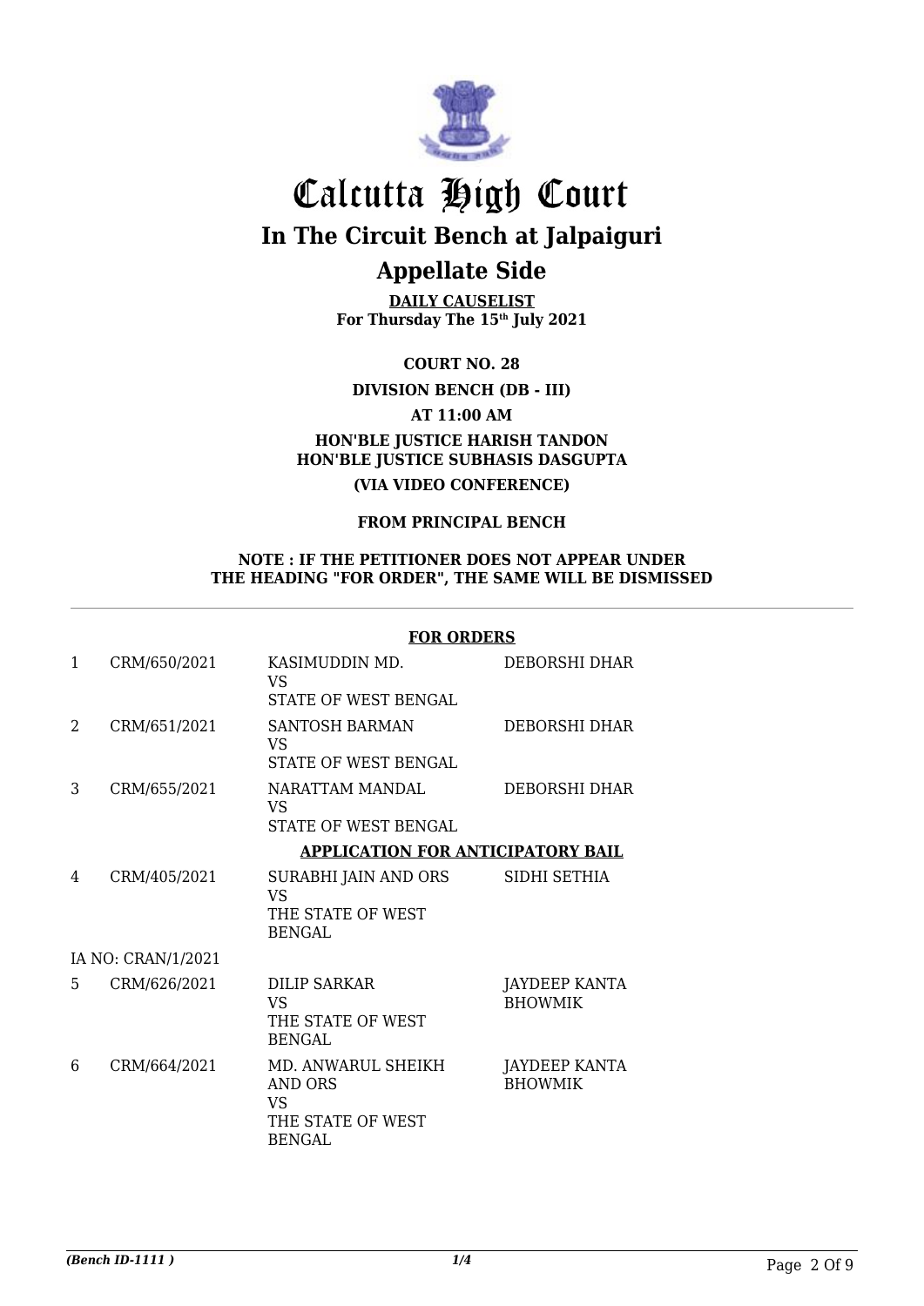# Calcutta High Court

## In The Circuit Bench at Jalpaiguri

## Appellate Side

**DAILY CAUSELIST**
**For Thursday The 15th July 2021**

**COURT NO. 28**

**DIVISION BENCH (DB - III)**

**AT 11:00 AM**

**HON'BLE JUSTICE HARISH TANDON**
**HON'BLE JUSTICE SUBHASIS DASGUPTA**

**(VIA VIDEO CONFERENCE)**

**FROM PRINCIPAL BENCH**

**NOTE : IF THE PETITIONER DOES NOT APPEAR UNDER THE HEADING "FOR ORDER", THE SAME WILL BE DISMISSED**

**FOR ORDERS**

| | | | |
|---|---|---|---|
| 1 | CRM/650/2021 | KASIMUDDIN MD.<br>VS<br>STATE OF WEST BENGAL | DEBORSHI DHAR |
| 2 | CRM/651/2021 | SANTOSH BARMAN<br>VS<br>STATE OF WEST BENGAL | DEBORSHI DHAR |
| 3 | CRM/655/2021 | NARATTAM MANDAL<br>VS<br>STATE OF WEST BENGAL | DEBORSHI DHAR |

**APPLICATION FOR ANTICIPATORY BAIL**

| | | | |
|---|---|---|---|
| 4 | CRM/405/2021 | SURABHI JAIN AND ORS<br>VS<br>THE STATE OF WEST BENGAL | SIDHI SETHIA |
| IA NO: CRAN/1/2021 | | | |
| 5 | CRM/626/2021 | DILIP SARKAR<br>VS<br>THE STATE OF WEST BENGAL | JAYDEEP KANTA BHOWMIK |
| 6 | CRM/664/2021 | MD. ANWARUL SHEIKH AND ORS<br>VS<br>THE STATE OF WEST BENGAL | JAYDEEP KANTA BHOWMIK |

*(Bench ID-1111 )* 1/4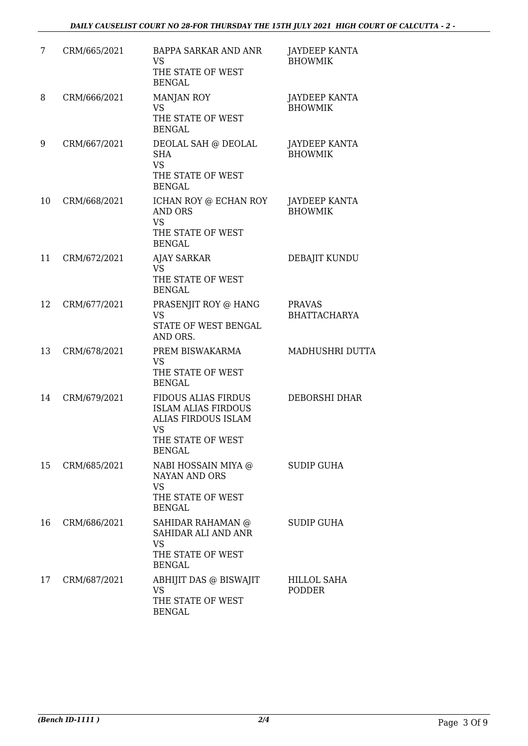| 7 | CRM/665/2021 | BAPPA SARKAR AND ANR<br>VS<br>THE STATE OF WEST BENGAL | JAYDEEP KANTA BHOWMIK |
|---|---|---|---|
| 8 | CRM/666/2021 | MANJAN ROY<br>VS<br>THE STATE OF WEST BENGAL | JAYDEEP KANTA BHOWMIK |
| 9 | CRM/667/2021 | DEOLAL SAH @ DEOLAL SHA<br>VS<br>THE STATE OF WEST BENGAL | JAYDEEP KANTA BHOWMIK |
| 10 | CRM/668/2021 | ICHAN ROY @ ECHAN ROY AND ORS<br>VS<br>THE STATE OF WEST BENGAL | JAYDEEP KANTA BHOWMIK |
| 11 | CRM/672/2021 | AJAY SARKAR<br>VS<br>THE STATE OF WEST BENGAL | DEBAJIT KUNDU |
| 12 | CRM/677/2021 | PRASENJIT ROY @ HANG<br>VS<br>STATE OF WEST BENGAL AND ORS. | PRAVAS BHATTACHARYA |
| 13 | CRM/678/2021 | PREM BISWAKARMA<br>VS<br>THE STATE OF WEST BENGAL | MADHUSHRI DUTTA |
| 14 | CRM/679/2021 | FIDOUS ALIAS FIRDUS ISLAM ALIAS FIRDOUS ALIAS FIRDOUS ISLAM<br>VS<br>THE STATE OF WEST BENGAL | DEBORSHI DHAR |
| 15 | CRM/685/2021 | NABI HOSSAIN MIYA @ NAYAN AND ORS<br>VS<br>THE STATE OF WEST BENGAL | SUDIP GUHA |
| 16 | CRM/686/2021 | SAHIDAR RAHAMAN @ SAHIDAR ALI AND ANR<br>VS<br>THE STATE OF WEST BENGAL | SUDIP GUHA |
| 17 | CRM/687/2021 | ABHIJIT DAS @ BISWAJIT<br>VS<br>THE STATE OF WEST BENGAL | HILLOL SAHA PODDER |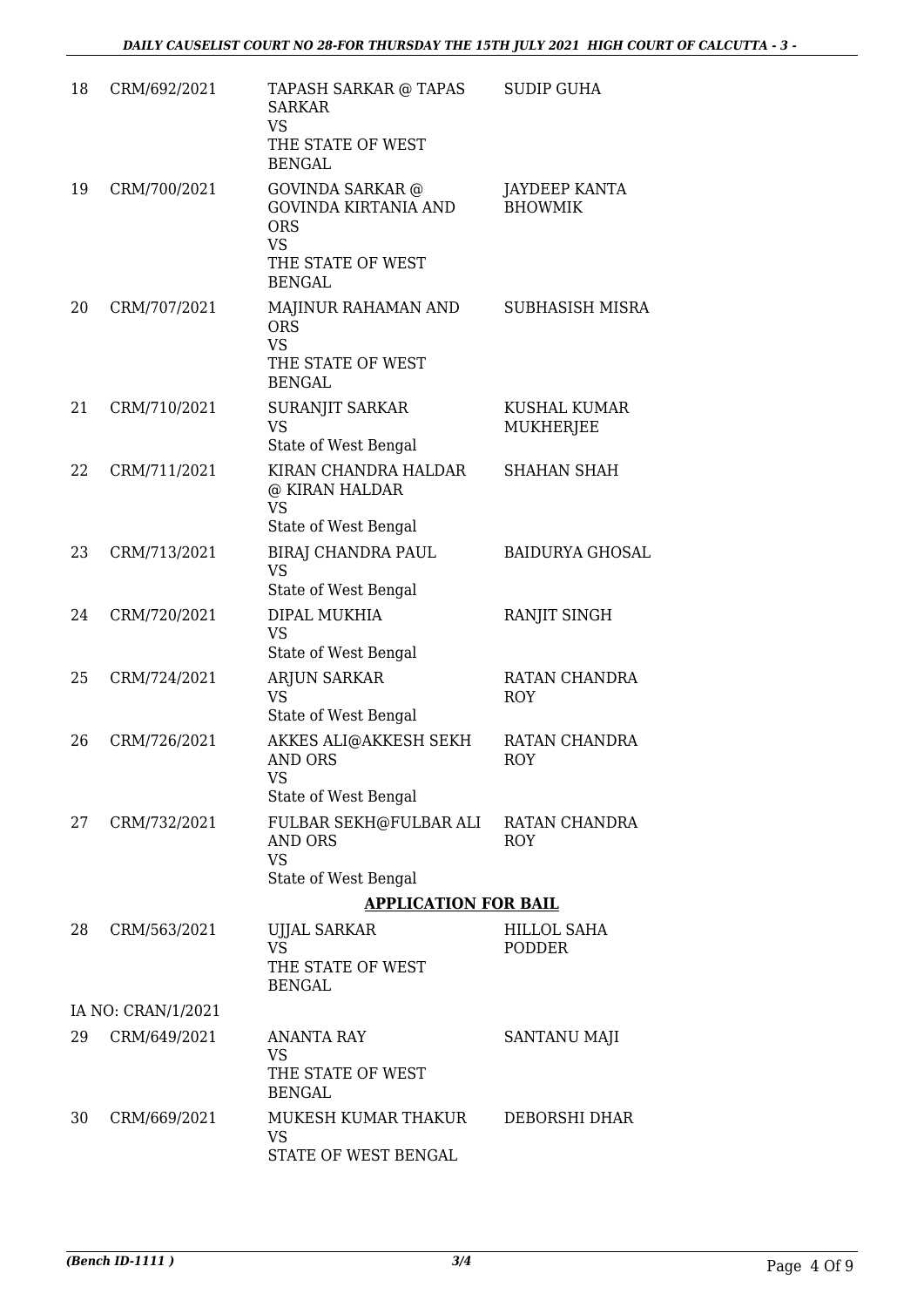| 18 | CRM/692/2021 | TAPASH SARKAR @ TAPAS SARKAR<br>VS<br>THE STATE OF WEST BENGAL | SUDIP GUHA |
|---|---|---|---|
| 19 | CRM/700/2021 | GOVINDA SARKAR @ GOVINDA KIRTANIA AND ORS<br>VS<br>THE STATE OF WEST BENGAL | JAYDEEP KANTA BHOWMIK |
| 20 | CRM/707/2021 | MAJINUR RAHAMAN AND ORS<br>VS<br>THE STATE OF WEST BENGAL | SUBHASISH MISRA |
| 21 | CRM/710/2021 | SURANJIT SARKAR<br>VS<br>State of West Bengal | KUSHAL KUMAR MUKHERJEE |
| 22 | CRM/711/2021 | KIRAN CHANDRA HALDAR @ KIRAN HALDAR<br>VS<br>State of West Bengal | SHAHAN SHAH |
| 23 | CRM/713/2021 | BIRAJ CHANDRA PAUL<br>VS<br>State of West Bengal | BAIDURYA GHOSAL |
| 24 | CRM/720/2021 | DIPAL MUKHIA<br>VS<br>State of West Bengal | RANJIT SINGH |
| 25 | CRM/724/2021 | ARJUN SARKAR<br>VS<br>State of West Bengal | RATAN CHANDRA ROY |
| 26 | CRM/726/2021 | AKKES ALI@AKKESH SEKH AND ORS<br>VS<br>State of West Bengal | RATAN CHANDRA ROY |
| 27 | CRM/732/2021 | FULBAR SEKH@FULBAR ALI AND ORS<br>VS<br>State of West Bengal | RATAN CHANDRA ROY |

**APPLICATION FOR BAIL**

| 28 | CRM/563/2021 | UJJAL SARKAR<br>VS<br>THE STATE OF WEST BENGAL | HILLOL SAHA PODDER |
|---|---|---|---|
| | IA NO: CRAN/1/2021 | | |
| 29 | CRM/649/2021 | ANANTA RAY<br>VS<br>THE STATE OF WEST BENGAL | SANTANU MAJI |
| 30 | CRM/669/2021 | MUKESH KUMAR THAKUR<br>VS<br>STATE OF WEST BENGAL | DEBORSHI DHAR |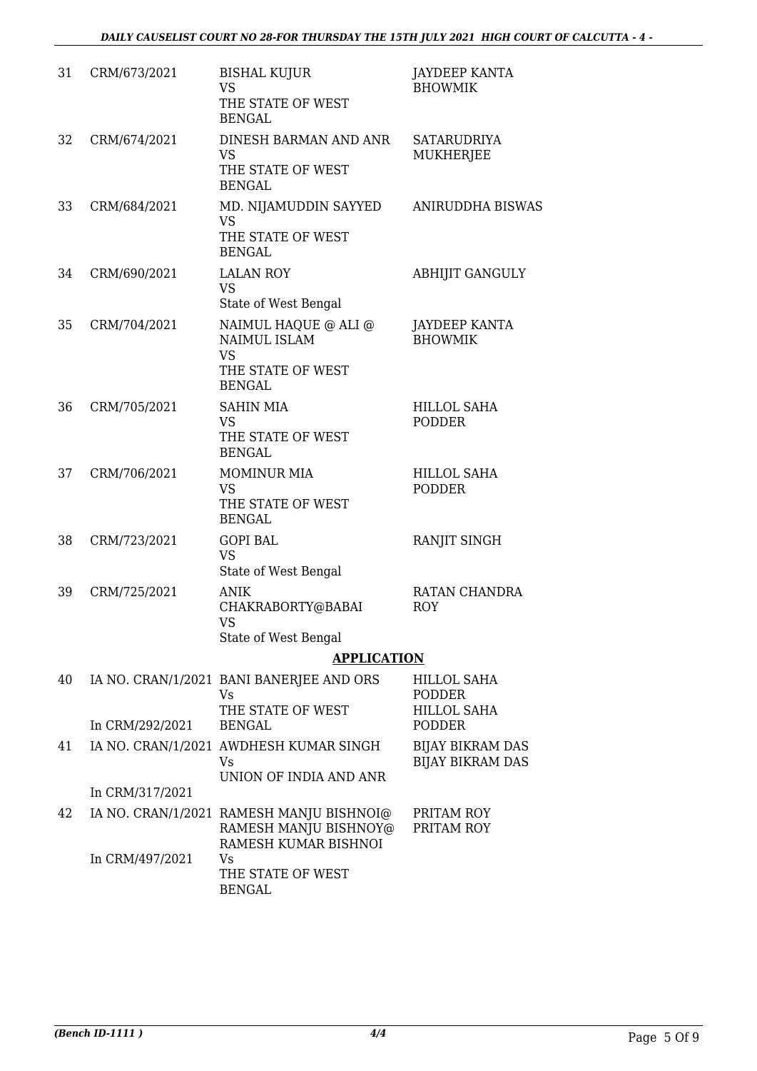| | | | |
|---|---|---|---|
| 31 | CRM/673/2021 | BISHAL KUJUR<br>VS<br>THE STATE OF WEST BENGAL | JAYDEEP KANTA BHOWMIK |
| 32 | CRM/674/2021 | DINESH BARMAN AND ANR<br>VS<br>THE STATE OF WEST BENGAL | SATARUDRIYA MUKHERJEE |
| 33 | CRM/684/2021 | MD. NIJAMUDDIN SAYYED<br>VS<br>THE STATE OF WEST BENGAL | ANIRUDDHA BISWAS |
| 34 | CRM/690/2021 | LALAN ROY<br>VS<br>State of West Bengal | ABHIJIT GANGULY |
| 35 | CRM/704/2021 | NAIMUL HAQUE @ ALI @ NAIMUL ISLAM<br>VS<br>THE STATE OF WEST BENGAL | JAYDEEP KANTA BHOWMIK |
| 36 | CRM/705/2021 | SAHIN MIA<br>VS<br>THE STATE OF WEST BENGAL | HILLOL SAHA PODDER |
| 37 | CRM/706/2021 | MOMINUR MIA<br>VS<br>THE STATE OF WEST BENGAL | HILLOL SAHA PODDER |
| 38 | CRM/723/2021 | GOPI BAL<br>VS<br>State of West Bengal | RANJIT SINGH |
| 39 | CRM/725/2021 | ANIK CHAKRABORTY@BABAI<br>VS<br>State of West Bengal | RATAN CHANDRA ROY |

## APPLICATION

| | | | |
|---|---|---|---|
| 40 | IA NO. CRAN/1/2021<br>In CRM/292/2021 | BANI BANERJEE AND ORS<br>Vs<br>THE STATE OF WEST BENGAL | HILLOL SAHA PODDER<br>HILLOL SAHA PODDER |
| 41 | IA NO. CRAN/1/2021<br>In CRM/317/2021 | AWDHESH KUMAR SINGH<br>Vs<br>UNION OF INDIA AND ANR | BIJAY BIKRAM DAS<br>BIJAY BIKRAM DAS |
| 42 | IA NO. CRAN/1/2021<br>In CRM/497/2021 | RAMESH MANJU BISHNOI@ RAMESH MANJU BISHNOY@ RAMESH KUMAR BISHNOI<br>Vs<br>THE STATE OF WEST BENGAL | PRITAM ROY<br>PRITAM ROY |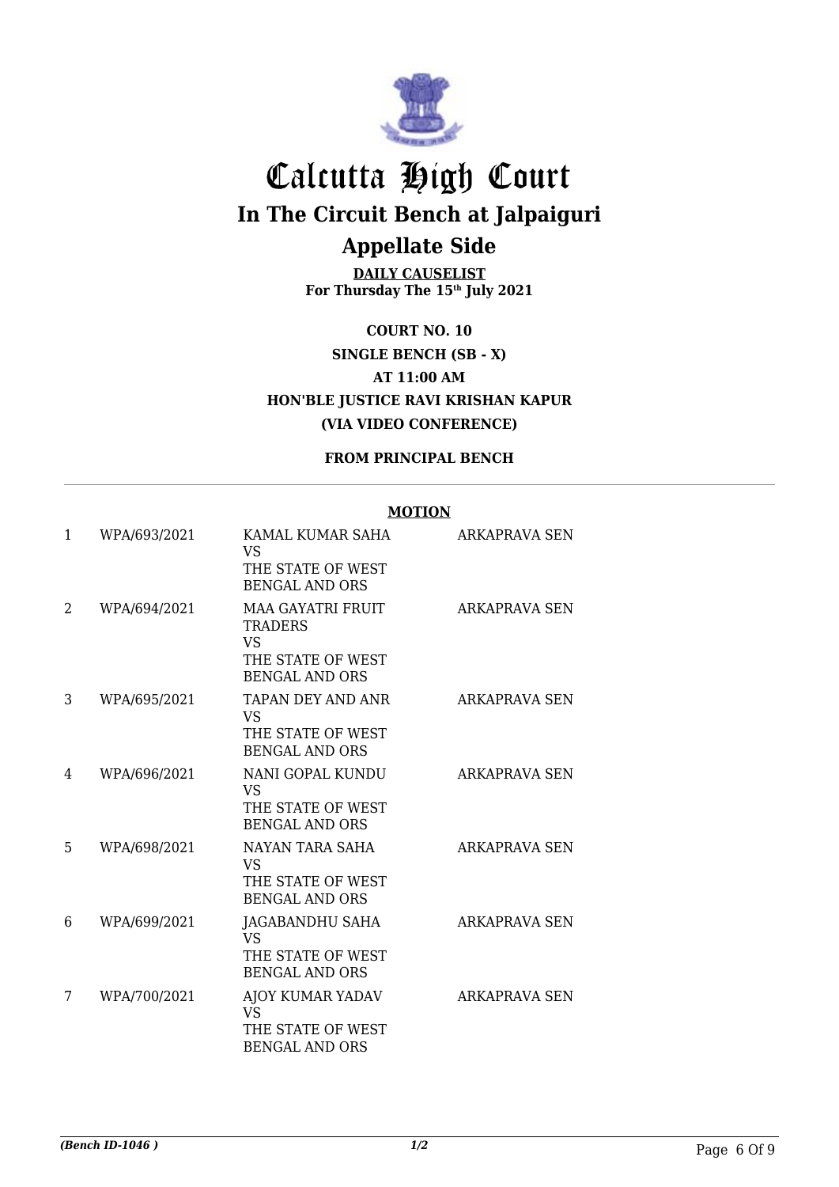# Calcutta High Court

## In The Circuit Bench at Jalpaiguri

## Appellate Side

**DAILY CAUSELIST**
**For Thursday The 15th July 2021**

**COURT NO. 10**
**SINGLE BENCH (SB - X)**
**AT 11:00 AM**
**HON'BLE JUSTICE RAVI KRISHAN KAPUR**
**(VIA VIDEO CONFERENCE)**

**FROM PRINCIPAL BENCH**

**MOTION**

| | | | |
|---|---|---|---|
| 1 | WPA/693/2021 | KAMAL KUMAR SAHA VS THE STATE OF WEST BENGAL AND ORS | ARKAPRAVA SEN |
| 2 | WPA/694/2021 | MAA GAYATRI FRUIT TRADERS VS THE STATE OF WEST BENGAL AND ORS | ARKAPRAVA SEN |
| 3 | WPA/695/2021 | TAPAN DEY AND ANR VS THE STATE OF WEST BENGAL AND ORS | ARKAPRAVA SEN |
| 4 | WPA/696/2021 | NANI GOPAL KUNDU VS THE STATE OF WEST BENGAL AND ORS | ARKAPRAVA SEN |
| 5 | WPA/698/2021 | NAYAN TARA SAHA VS THE STATE OF WEST BENGAL AND ORS | ARKAPRAVA SEN |
| 6 | WPA/699/2021 | JAGABANDHU SAHA VS THE STATE OF WEST BENGAL AND ORS | ARKAPRAVA SEN |
| 7 | WPA/700/2021 | AJOY KUMAR YADAV VS THE STATE OF WEST BENGAL AND ORS | ARKAPRAVA SEN |

*(Bench ID-1046 )* 1/2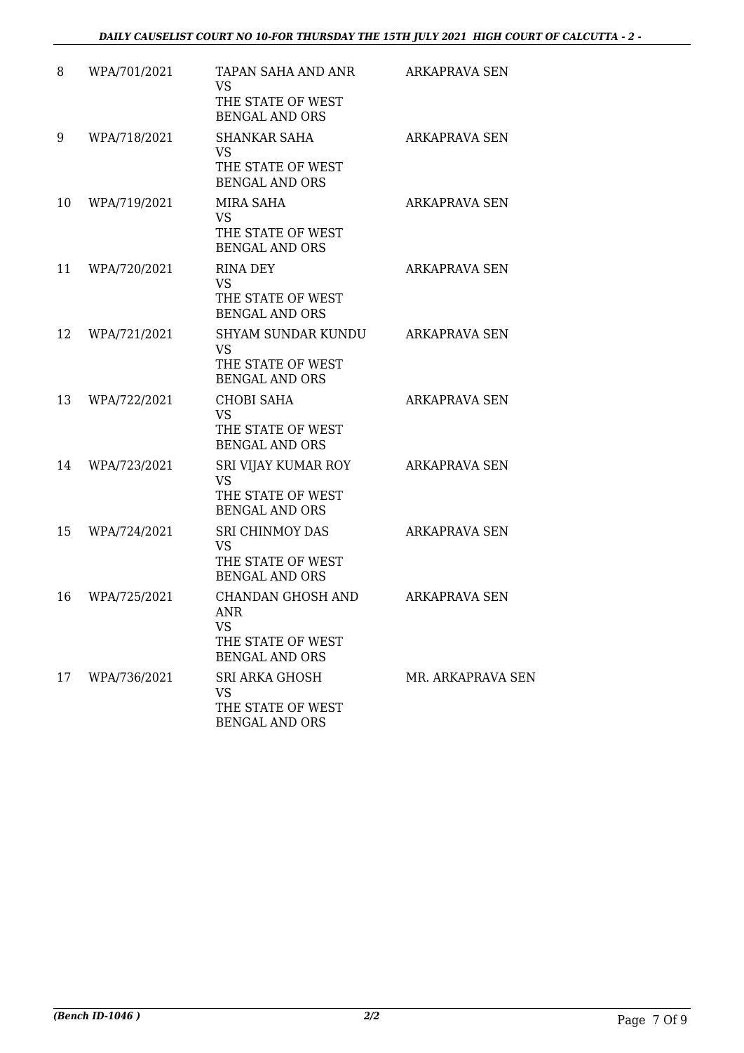| 8 | WPA/701/2021 | TAPAN SAHA AND ANR<br>VS<br>THE STATE OF WEST BENGAL AND ORS | ARKAPRAVA SEN |
|---|---|---|---|
| 9 | WPA/718/2021 | SHANKAR SAHA<br>VS<br>THE STATE OF WEST BENGAL AND ORS | ARKAPRAVA SEN |
| 10 | WPA/719/2021 | MIRA SAHA<br>VS<br>THE STATE OF WEST BENGAL AND ORS | ARKAPRAVA SEN |
| 11 | WPA/720/2021 | RINA DEY<br>VS<br>THE STATE OF WEST BENGAL AND ORS | ARKAPRAVA SEN |
| 12 | WPA/721/2021 | SHYAM SUNDAR KUNDU<br>VS<br>THE STATE OF WEST BENGAL AND ORS | ARKAPRAVA SEN |
| 13 | WPA/722/2021 | CHOBI SAHA<br>VS<br>THE STATE OF WEST BENGAL AND ORS | ARKAPRAVA SEN |
| 14 | WPA/723/2021 | SRI VIJAY KUMAR ROY<br>VS<br>THE STATE OF WEST BENGAL AND ORS | ARKAPRAVA SEN |
| 15 | WPA/724/2021 | SRI CHINMOY DAS<br>VS<br>THE STATE OF WEST BENGAL AND ORS | ARKAPRAVA SEN |
| 16 | WPA/725/2021 | CHANDAN GHOSH AND ANR<br>VS<br>THE STATE OF WEST BENGAL AND ORS | ARKAPRAVA SEN |
| 17 | WPA/736/2021 | SRI ARKA GHOSH<br>VS<br>THE STATE OF WEST BENGAL AND ORS | MR. ARKAPRAVA SEN |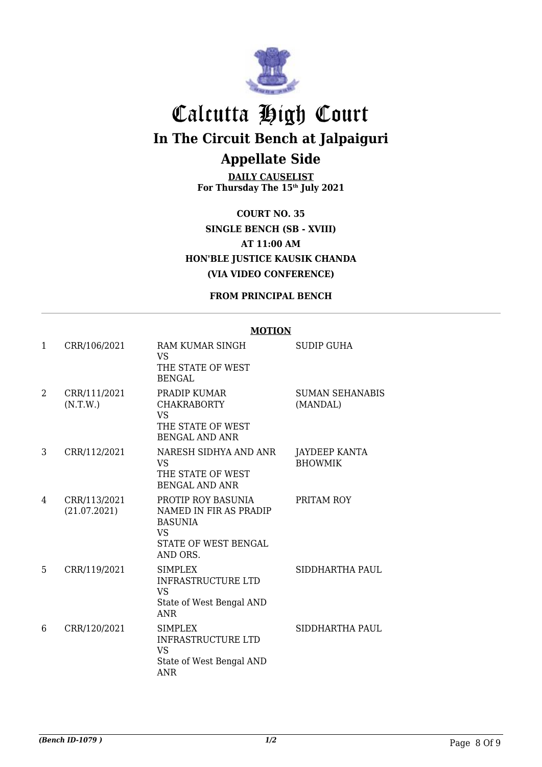# Calcutta High Court

## In The Circuit Bench at Jalpaiguri

## Appellate Side

**DAILY CAUSELIST**
**For Thursday The 15th July 2021**

**COURT NO. 35**
**SINGLE BENCH (SB - XVIII)**
**AT 11:00 AM**
**HON'BLE JUSTICE KAUSIK CHANDA**
**(VIA VIDEO CONFERENCE)**

**FROM PRINCIPAL BENCH**

**MOTION**

| | | | |
|---|---|---|---|
| 1 | CRR/106/2021 | RAM KUMAR SINGH VS THE STATE OF WEST BENGAL | SUDIP GUHA |
| 2 | CRR/111/2021 (N.T.W.) | PRADIP KUMAR CHAKRABORTY VS THE STATE OF WEST BENGAL AND ANR | SUMAN SEHANABIS (MANDAL) |
| 3 | CRR/112/2021 | NARESH SIDHYA AND ANR VS THE STATE OF WEST BENGAL AND ANR | JAYDEEP KANTA BHOWMIK |
| 4 | CRR/113/2021 (21.07.2021) | PROTIP ROY BASUNIA NAMED IN FIR AS PRADIP BASUNIA VS STATE OF WEST BENGAL AND ORS. | PRITAM ROY |
| 5 | CRR/119/2021 | SIMPLEX INFRASTRUCTURE LTD VS State of West Bengal AND ANR | SIDDHARTHA PAUL |
| 6 | CRR/120/2021 | SIMPLEX INFRASTRUCTURE LTD VS State of West Bengal AND ANR | SIDDHARTHA PAUL |

*(Bench ID-1079 )* 1/2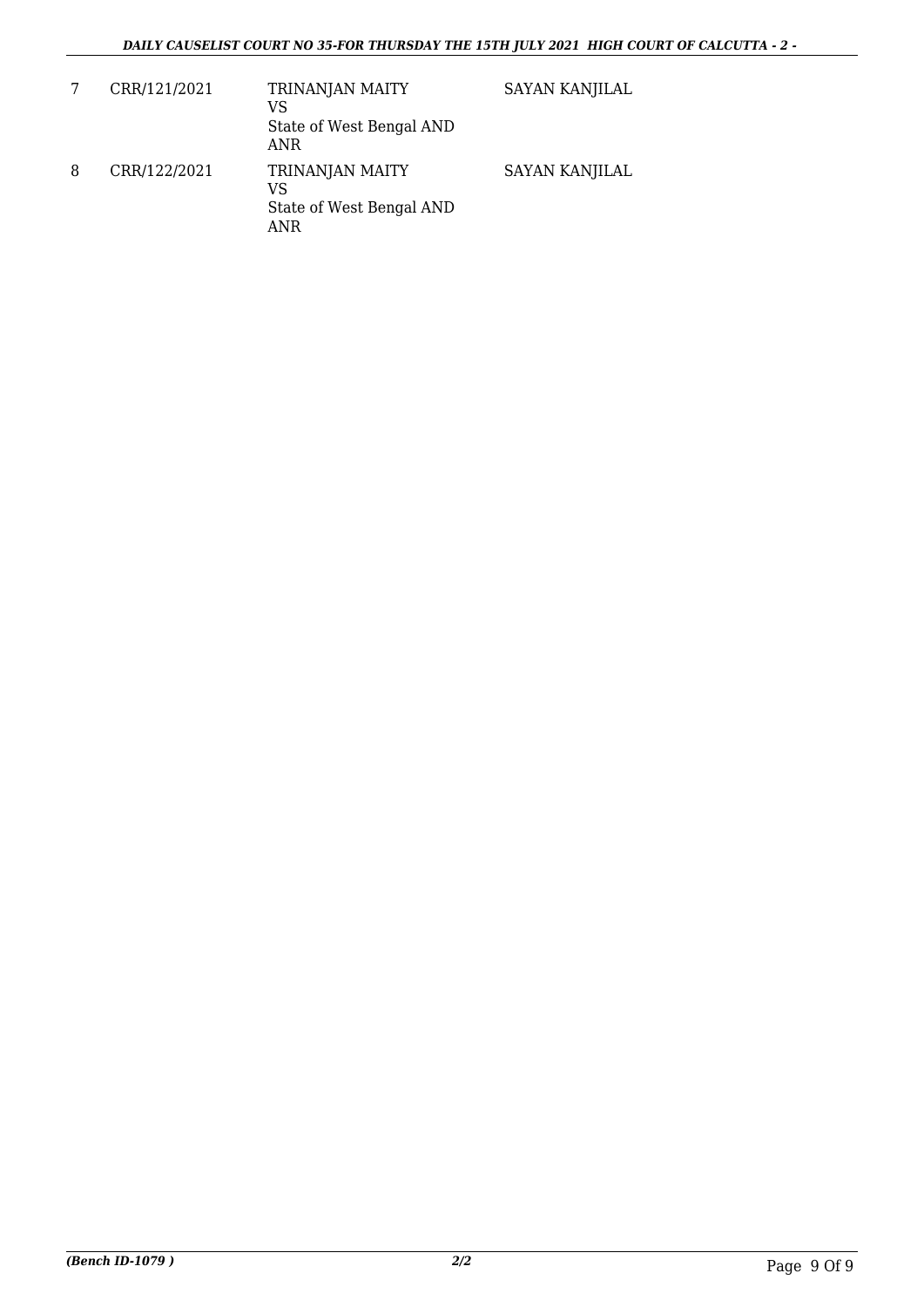| | | | |
|---|---|---|---|
| 7 | CRR/121/2021 | TRINANJAN MAITY<br>VS<br>State of West Bengal AND ANR | SAYAN KANJILAL |
| 8 | CRR/122/2021 | TRINANJAN MAITY<br>VS<br>State of West Bengal AND ANR | SAYAN KANJILAL |

*(Bench ID-1079 )* ***2/2***